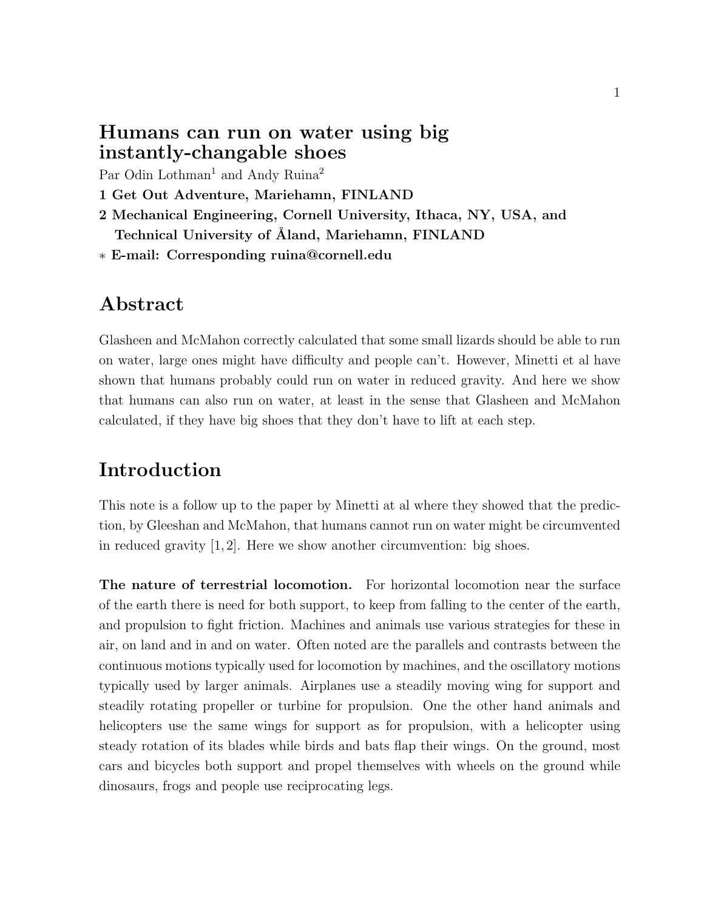# Humans can run on water using big instantly-changable shoes

Par Odin Lothman[1] and Andy Ruina[2]

**1 Get Out Adventure, Mariehamn, FINLAND**

**2 Mechanical Engineering, Cornell University, Ithaca, NY, USA, and Technical University of Åland, Mariehamn, FINLAND**

**∗ E-mail: Corresponding ruina@cornell.edu**

## Abstract

Glasheen and McMahon correctly calculated that some small lizards should be able to run on water, large ones might have difficulty and people can't. However, Minetti et al have shown that humans probably could run on water in reduced gravity. And here we show that humans can also run on water, at least in the sense that Glasheen and McMahon calculated, if they have big shoes that they don't have to lift at each step.

## Introduction

This note is a follow up to the paper by Minetti at al where they showed that the prediction, by Gleeshan and McMahon, that humans cannot run on water might be circumvented in reduced gravity [1, 2]. Here we show another circumvention: big shoes.

**The nature of terrestrial locomotion.** For horizontal locomotion near the surface of the earth there is need for both support, to keep from falling to the center of the earth, and propulsion to fight friction. Machines and animals use various strategies for these in air, on land and in and on water. Often noted are the parallels and contrasts between the continuous motions typically used for locomotion by machines, and the oscillatory motions typically used by larger animals. Airplanes use a steadily moving wing for support and steadily rotating propeller or turbine for propulsion. One the other hand animals and helicopters use the same wings for support as for propulsion, with a helicopter using steady rotation of its blades while birds and bats flap their wings. On the ground, most cars and bicycles both support and propel themselves with wheels on the ground while dinosaurs, frogs and people use reciprocating legs.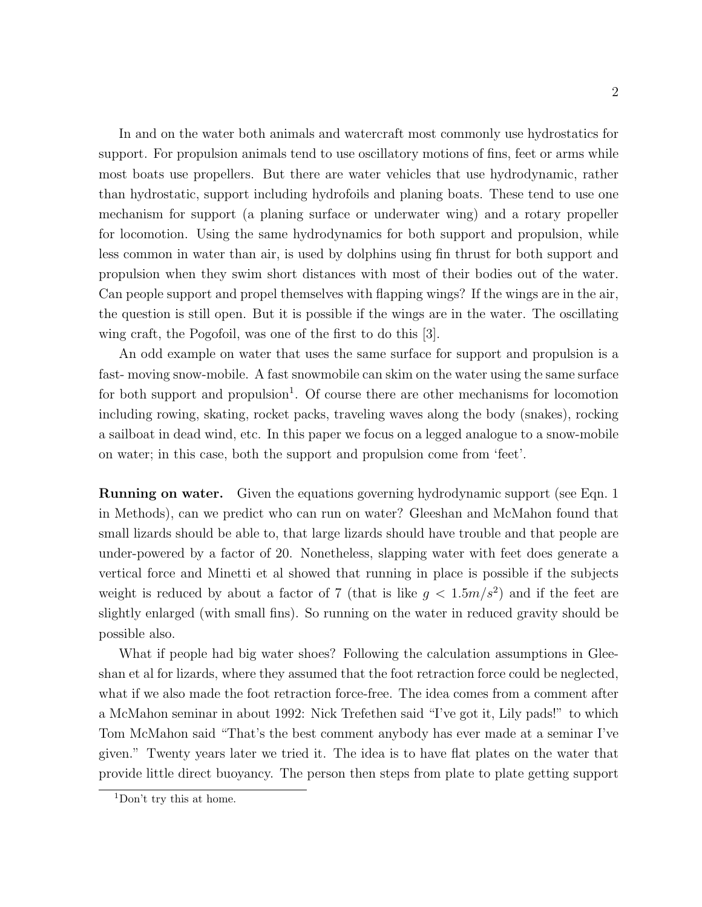In and on the water both animals and watercraft most commonly use hydrostatics for support. For propulsion animals tend to use oscillatory motions of fins, feet or arms while most boats use propellers. But there are water vehicles that use hydrodynamic, rather than hydrostatic, support including hydrofoils and planing boats. These tend to use one mechanism for support (a planing surface or underwater wing) and a rotary propeller for locomotion. Using the same hydrodynamics for both support and propulsion, while less common in water than air, is used by dolphins using fin thrust for both support and propulsion when they swim short distances with most of their bodies out of the water. Can people support and propel themselves with flapping wings? If the wings are in the air, the question is still open. But it is possible if the wings are in the water. The oscillating wing craft, the Pogofoil, was one of the first to do this [3].

An odd example on water that uses the same surface for support and propulsion is a fast- moving snow-mobile. A fast snowmobile can skim on the water using the same surface for both support and propulsion[1]. Of course there are other mechanisms for locomotion including rowing, skating, rocket packs, traveling waves along the body (snakes), rocking a sailboat in dead wind, etc. In this paper we focus on a legged analogue to a snow-mobile on water; in this case, both the support and propulsion come from 'feet'.

**Running on water.** Given the equations governing hydrodynamic support (see Eqn. 1 in Methods), can we predict who can run on water? Gleeshan and McMahon found that small lizards should be able to, that large lizards should have trouble and that people are under-powered by a factor of 20. Nonetheless, slapping water with feet does generate a vertical force and Minetti et al showed that running in place is possible if the subjects weight is reduced by about a factor of 7 (that is like $g < 1.5m/s^2$) and if the feet are slightly enlarged (with small fins). So running on the water in reduced gravity should be possible also.

What if people had big water shoes? Following the calculation assumptions in Gleeshan et al for lizards, where they assumed that the foot retraction force could be neglected, what if we also made the foot retraction force-free. The idea comes from a comment after a McMahon seminar in about 1992: Nick Trefethen said "I've got it, Lily pads!" to which Tom McMahon said "That's the best comment anybody has ever made at a seminar I've given." Twenty years later we tried it. The idea is to have flat plates on the water that provide little direct buoyancy. The person then steps from plate to plate getting support

[1] Don't try this at home.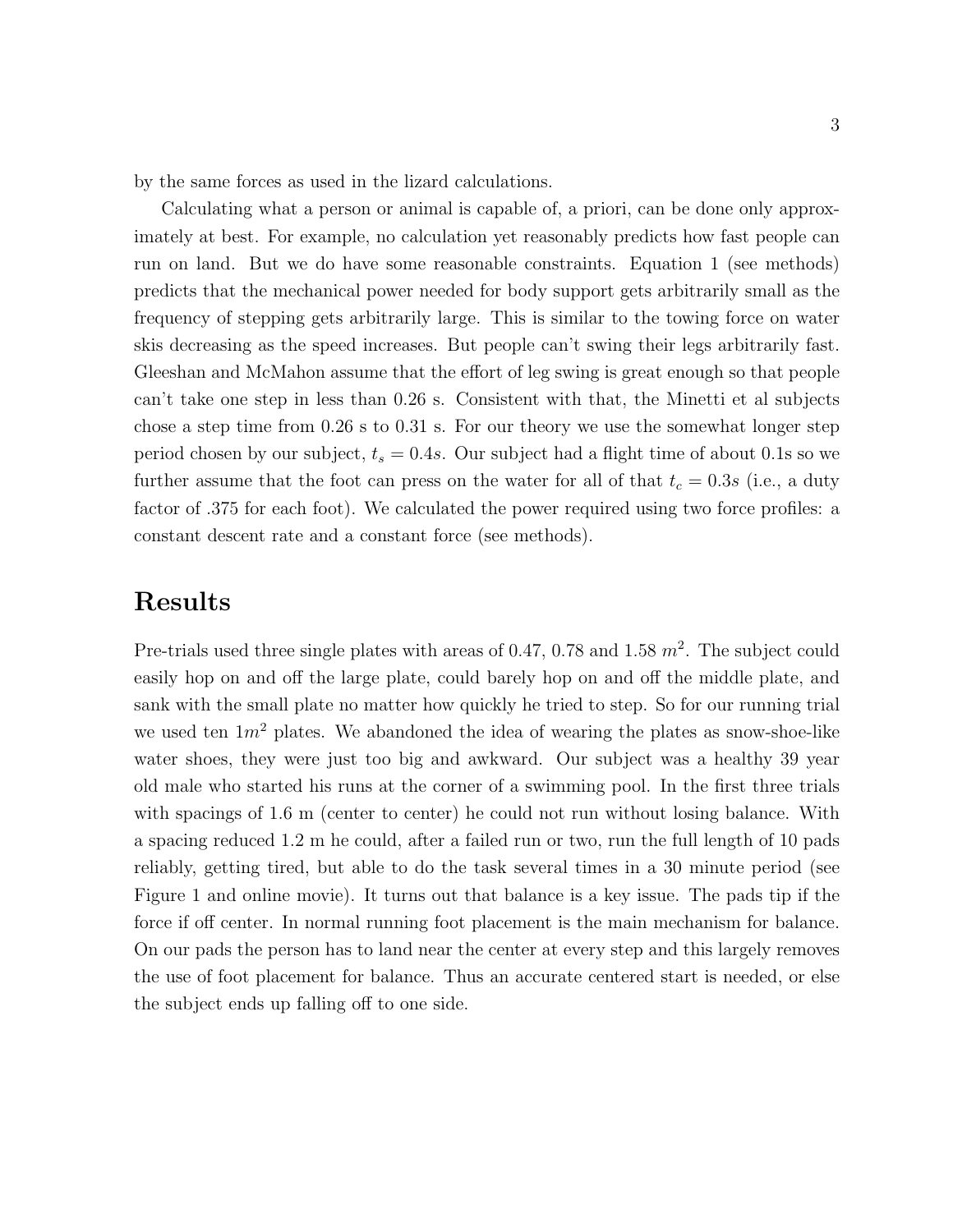by the same forces as used in the lizard calculations.

Calculating what a person or animal is capable of, a priori, can be done only approximately at best. For example, no calculation yet reasonably predicts how fast people can run on land. But we do have some reasonable constraints. Equation 1 (see methods) predicts that the mechanical power needed for body support gets arbitrarily small as the frequency of stepping gets arbitrarily large. This is similar to the towing force on water skis decreasing as the speed increases. But people can't swing their legs arbitrarily fast. Gleeshan and McMahon assume that the effort of leg swing is great enough so that people can't take one step in less than 0.26 s. Consistent with that, the Minetti et al subjects chose a step time from 0.26 s to 0.31 s. For our theory we use the somewhat longer step period chosen by our subject, $t_s = 0.4s$. Our subject had a flight time of about 0.1s so we further assume that the foot can press on the water for all of that $t_c = 0.3s$ (i.e., a duty factor of .375 for each foot). We calculated the power required using two force profiles: a constant descent rate and a constant force (see methods).

## Results

Pre-trials used three single plates with areas of 0.47, 0.78 and 1.58 $m^2$. The subject could easily hop on and off the large plate, could barely hop on and off the middle plate, and sank with the small plate no matter how quickly he tried to step. So for our running trial we used ten $1m^2$ plates. We abandoned the idea of wearing the plates as snow-shoe-like water shoes, they were just too big and awkward. Our subject was a healthy 39 year old male who started his runs at the corner of a swimming pool. In the first three trials with spacings of 1.6 m (center to center) he could not run without losing balance. With a spacing reduced 1.2 m he could, after a failed run or two, run the full length of 10 pads reliably, getting tired, but able to do the task several times in a 30 minute period (see Figure 1 and online movie). It turns out that balance is a key issue. The pads tip if the force if off center. In normal running foot placement is the main mechanism for balance. On our pads the person has to land near the center at every step and this largely removes the use of foot placement for balance. Thus an accurate centered start is needed, or else the subject ends up falling off to one side.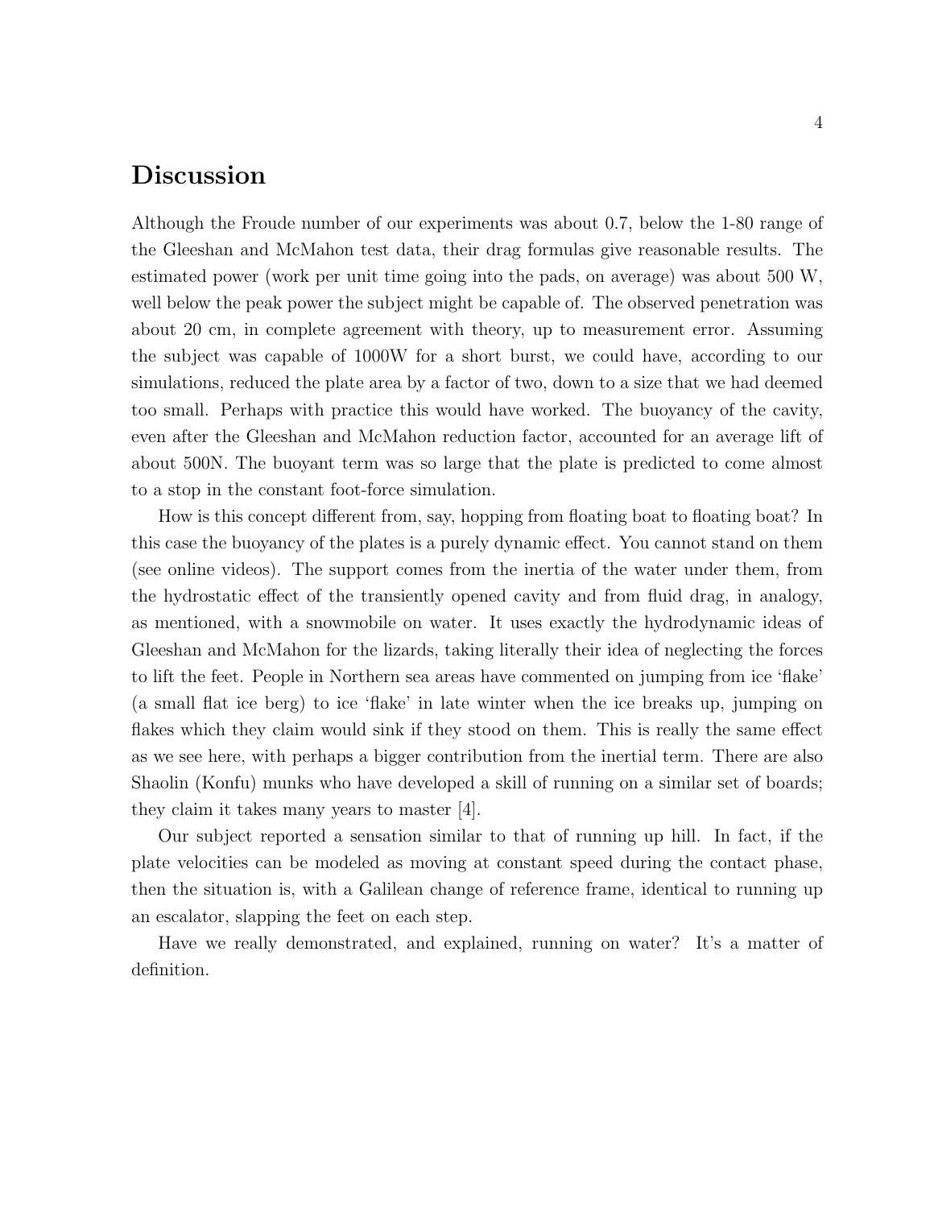## Discussion

Although the Froude number of our experiments was about 0.7, below the 1-80 range of the Gleeshan and McMahon test data, their drag formulas give reasonable results. The estimated power (work per unit time going into the pads, on average) was about 500 W, well below the peak power the subject might be capable of. The observed penetration was about 20 cm, in complete agreement with theory, up to measurement error. Assuming the subject was capable of 1000W for a short burst, we could have, according to our simulations, reduced the plate area by a factor of two, down to a size that we had deemed too small. Perhaps with practice this would have worked. The buoyancy of the cavity, even after the Gleeshan and McMahon reduction factor, accounted for an average lift of about 500N. The buoyant term was so large that the plate is predicted to come almost to a stop in the constant foot-force simulation.

How is this concept different from, say, hopping from floating boat to floating boat? In this case the buoyancy of the plates is a purely dynamic effect. You cannot stand on them (see online videos). The support comes from the inertia of the water under them, from the hydrostatic effect of the transiently opened cavity and from fluid drag, in analogy, as mentioned, with a snowmobile on water. It uses exactly the hydrodynamic ideas of Gleeshan and McMahon for the lizards, taking literally their idea of neglecting the forces to lift the feet. People in Northern sea areas have commented on jumping from ice 'flake' (a small flat ice berg) to ice 'flake' in late winter when the ice breaks up, jumping on flakes which they claim would sink if they stood on them. This is really the same effect as we see here, with perhaps a bigger contribution from the inertial term. There are also Shaolin (Konfu) munks who have developed a skill of running on a similar set of boards; they claim it takes many years to master [4].

Our subject reported a sensation similar to that of running up hill. In fact, if the plate velocities can be modeled as moving at constant speed during the contact phase, then the situation is, with a Galilean change of reference frame, identical to running up an escalator, slapping the feet on each step.

Have we really demonstrated, and explained, running on water? It's a matter of definition.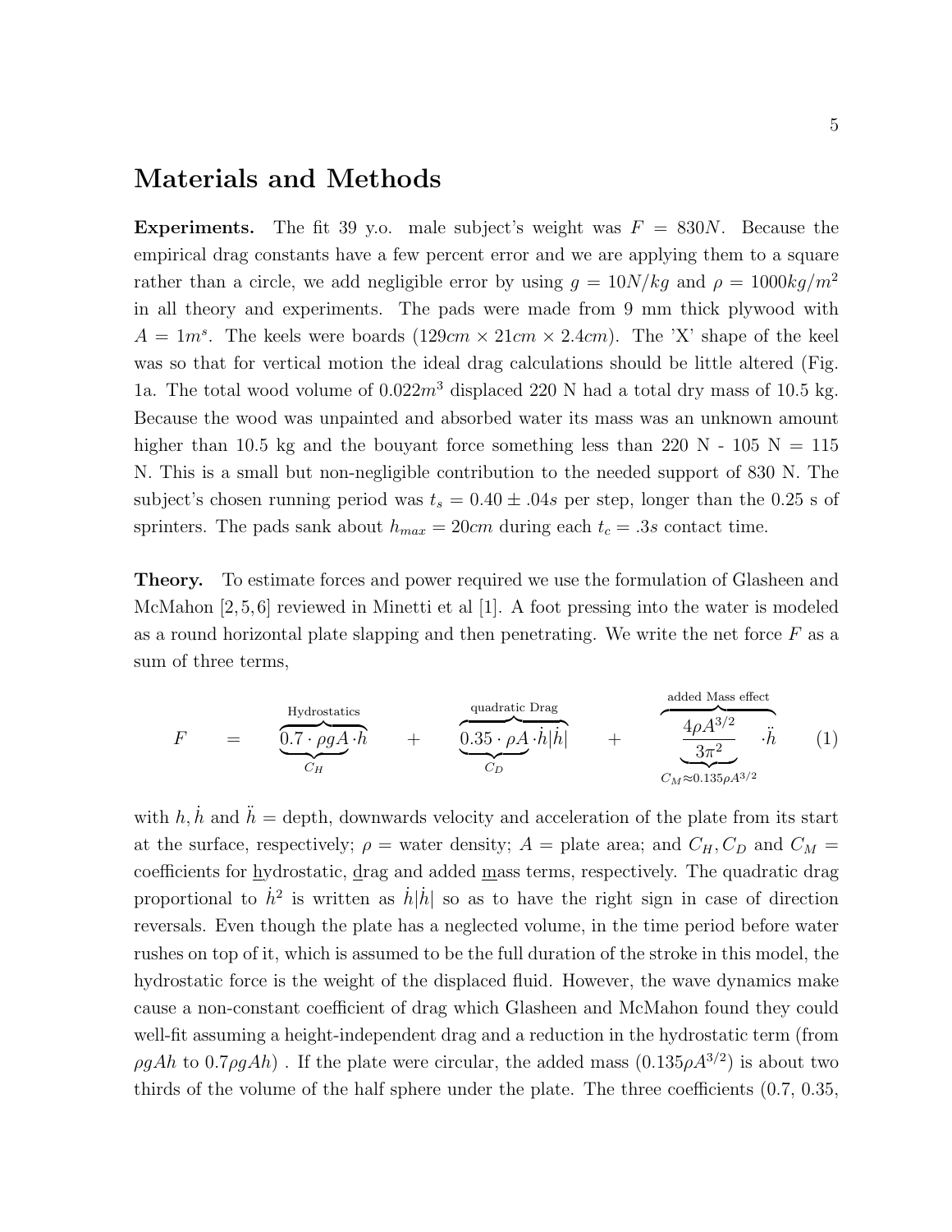## Materials and Methods

**Experiments.** The fit 39 y.o. male subject's weight was $F = 830N$. Because the empirical drag constants have a few percent error and we are applying them to a square rather than a circle, we add negligible error by using $g = 10N/kg$ and $\rho = 1000kg/m^2$ in all theory and experiments. The pads were made from 9 mm thick plywood with $A = 1m^s$. The keels were boards $(129cm \times 21cm \times 2.4cm)$. The 'X' shape of the keel was so that for vertical motion the ideal drag calculations should be little altered (Fig. 1a. The total wood volume of $0.022m^3$ displaced 220 N had a total dry mass of 10.5 kg. Because the wood was unpainted and absorbed water its mass was an unknown amount higher than 10.5 kg and the bouyant force something less than 220 N - 105 N = 115 N. This is a small but non-negligible contribution to the needed support of 830 N. The subject's chosen running period was $t_s = 0.40 \pm .04s$ per step, longer than the 0.25 s of sprinters. The pads sank about $h_{max} = 20cm$ during each $t_c = .3s$ contact time.

**Theory.** To estimate forces and power required we use the formulation of Glasheen and McMahon [2,5,6] reviewed in Minetti et al [1]. A foot pressing into the water is modeled as a round horizontal plate slapping and then penetrating. We write the net force $F$ as a sum of three terms,

$$F = \overbrace{\underbrace{0.7 \cdot \rho g A}_{C_H} \cdot h}^{\text{Hydrostatics}} + \overbrace{\underbrace{0.35 \cdot \rho A}_{C_D} \cdot \dot{h}|\dot{h}|}^{\text{quadratic Drag}} + \overbrace{\underbrace{\frac{4\rho A^{3/2}}{3\pi^2}}_{C_M \approx 0.135\rho A^{3/2}} \cdot \ddot{h}}^{\text{added Mass effect}} \qquad (1)$$

with $h, \dot{h}$ and $\ddot{h}$ = depth, downwards velocity and acceleration of the plate from its start at the surface, respectively; $\rho$ = water density; $A$ = plate area; and $C_H, C_D$ and $C_M$ = coefficients for hydrostatic, drag and added mass terms, respectively. The quadratic drag proportional to $\dot{h}^2$ is written as $\dot{h}|\dot{h}|$ so as to have the right sign in case of direction reversals. Even though the plate has a neglected volume, in the time period before water rushes on top of it, which is assumed to be the full duration of the stroke in this model, the hydrostatic force is the weight of the displaced fluid. However, the wave dynamics make cause a non-constant coefficient of drag which Glasheen and McMahon found they could well-fit assuming a height-independent drag and a reduction in the hydrostatic term (from $\rho g A h$ to $0.7\rho g A h$) . If the plate were circular, the added mass $(0.135\rho A^{3/2})$ is about two thirds of the volume of the half sphere under the plate. The three coefficients (0.7, 0.35,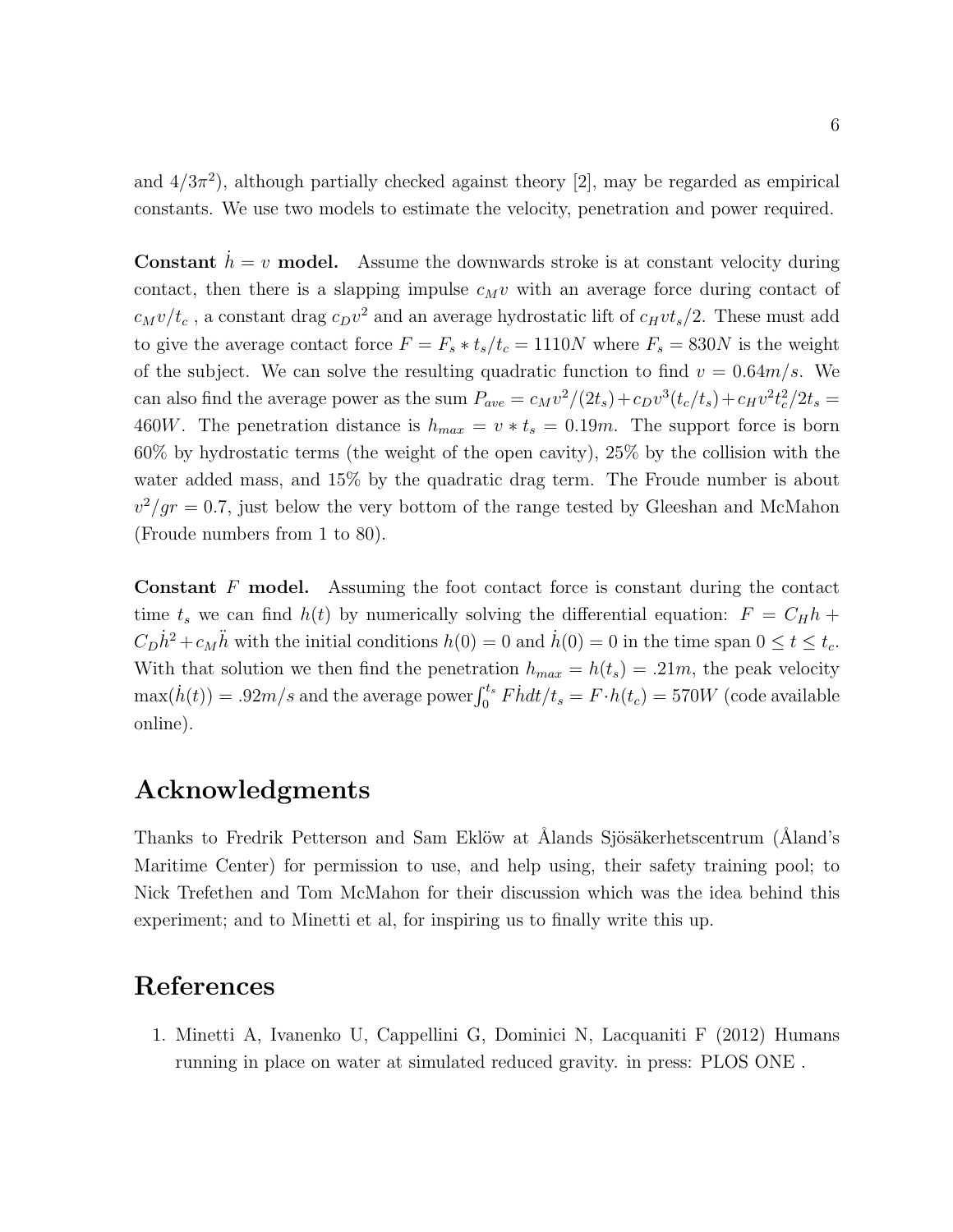and $4/3\pi^2$), although partially checked against theory [2], may be regarded as empirical constants. We use two models to estimate the velocity, penetration and power required.

**Constant $\dot{h} = v$ model.** Assume the downwards stroke is at constant velocity during contact, then there is a slapping impulse $c_M v$ with an average force during contact of $c_M v/t_c$ , a constant drag $c_D v^2$ and an average hydrostatic lift of $c_H v t_s/2$. These must add to give the average contact force $F = F_s * t_s/t_c = 1110N$ where $F_s = 830N$ is the weight of the subject. We can solve the resulting quadratic function to find $v = 0.64m/s$. We can also find the average power as the sum $P_{ave} = c_M v^2/(2t_s) + c_D v^3 (t_c/t_s) + c_H v^2 t_c^2/2t_s = 460W$. The penetration distance is $h_{max} = v * t_s = 0.19m$. The support force is born 60% by hydrostatic terms (the weight of the open cavity), 25% by the collision with the water added mass, and 15% by the quadratic drag term. The Froude number is about $v^2/gr = 0.7$, just below the very bottom of the range tested by Gleeshan and McMahon (Froude numbers from 1 to 80).

**Constant $F$ model.** Assuming the foot contact force is constant during the contact time $t_s$ we can find $h(t)$ by numerically solving the differential equation: $F = C_H h + C_D \dot{h}^2 + c_M \ddot{h}$ with the initial conditions $h(0) = 0$ and $\dot{h}(0) = 0$ in the time span $0 \leq t \leq t_c$. With that solution we then find the penetration $h_{max} = h(t_s) = .21m$, the peak velocity $\max(\dot{h}(t)) = .92m/s$ and the average power $\int_0^{t_s} F\dot{h}dt/t_s = F \cdot h(t_c) = 570W$ (code available online).

## Acknowledgments

Thanks to Fredrik Petterson and Sam Eklöw at Ålands Sjösäkerhetscentrum (Åland's Maritime Center) for permission to use, and help using, their safety training pool; to Nick Trefethen and Tom McMahon for their discussion which was the idea behind this experiment; and to Minetti et al, for inspiring us to finally write this up.

## References

1. Minetti A, Ivanenko U, Cappellini G, Dominici N, Lacquaniti F (2012) Humans running in place on water at simulated reduced gravity. in press: PLOS ONE .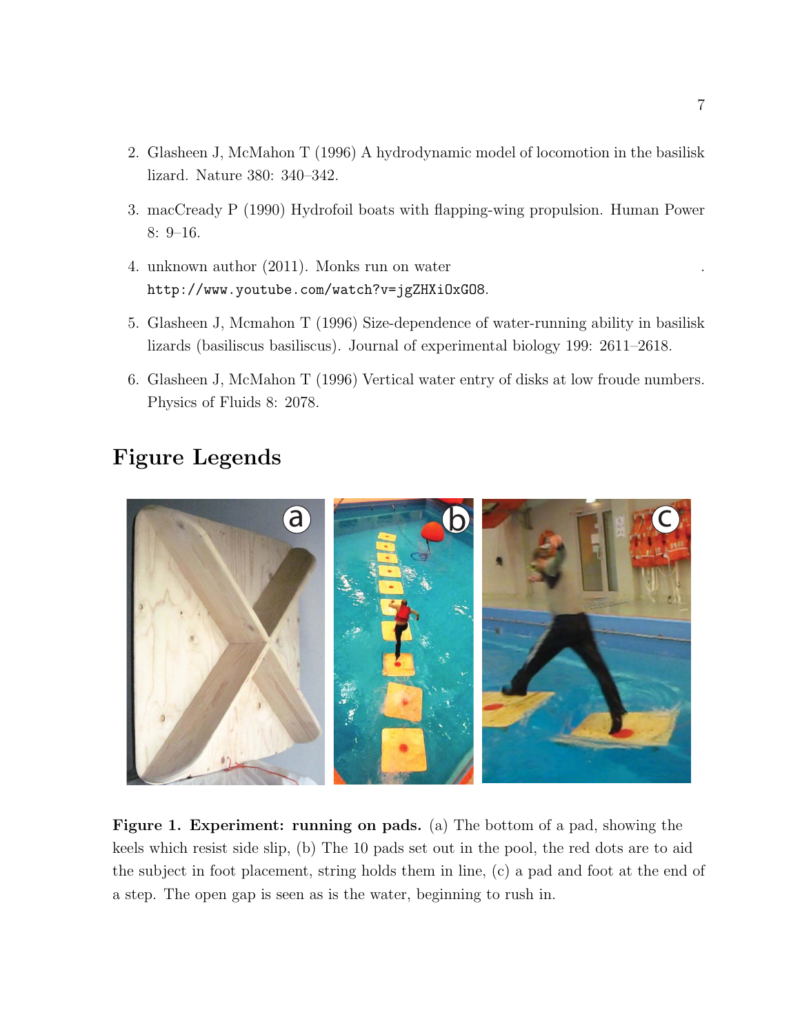2. Glasheen J, McMahon T (1996) A hydrodynamic model of locomotion in the basilisk lizard. Nature 380: 340–342.

3. macCready P (1990) Hydrofoil boats with flapping-wing propulsion. Human Power 8: 9–16.

4. unknown author (2011). Monks run on water . http://www.youtube.com/watch?v=jgZHXiOxGO8.

5. Glasheen J, Mcmahon T (1996) Size-dependence of water-running ability in basilisk lizards (basiliscus basiliscus). Journal of experimental biology 199: 2611–2618.

6. Glasheen J, McMahon T (1996) Vertical water entry of disks at low froude numbers. Physics of Fluids 8: 2078.

# Figure Legends

**Figure 1. Experiment: running on pads.** (a) The bottom of a pad, showing the keels which resist side slip, (b) The 10 pads set out in the pool, the red dots are to aid the subject in foot placement, string holds them in line, (c) a pad and foot at the end of a step. The open gap is seen as is the water, beginning to rush in.